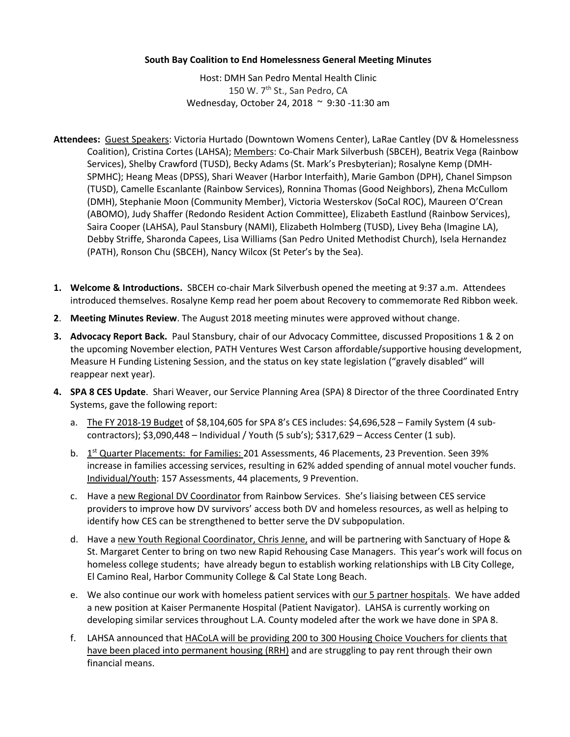**South Bay Coalition to End Homelessness General Meeting Minutes**

Host: DMH San Pedro Mental Health Clinic
150 W. 7th St., San Pedro, CA
Wednesday, October 24, 2018 ~ 9:30 -11:30 am

**Attendees:** Guest Speakers: Victoria Hurtado (Downtown Womens Center), LaRae Cantley (DV & Homelessness Coalition), Cristina Cortes (LAHSA); Members: Co-Chair Mark Silverbush (SBCEH), Beatrix Vega (Rainbow Services), Shelby Crawford (TUSD), Becky Adams (St. Mark's Presbyterian); Rosalyne Kemp (DMH-SPMHC); Heang Meas (DPSS), Shari Weaver (Harbor Interfaith), Marie Gambon (DPH), Chanel Simpson (TUSD), Camelle Escanlante (Rainbow Services), Ronnina Thomas (Good Neighbors), Zhena McCullom (DMH), Stephanie Moon (Community Member), Victoria Westerskov (SoCal ROC), Maureen O'Crean (ABOMO), Judy Shaffer (Redondo Resident Action Committee), Elizabeth Eastlund (Rainbow Services), Saira Cooper (LAHSA), Paul Stansbury (NAMI), Elizabeth Holmberg (TUSD), Livey Beha (Imagine LA), Debby Striffe, Sharonda Capees, Lisa Williams (San Pedro United Methodist Church), Isela Hernandez (PATH), Ronson Chu (SBCEH), Nancy Wilcox (St Peter's by the Sea).

1. **Welcome & Introductions.** SBCEH co-chair Mark Silverbush opened the meeting at 9:37 a.m. Attendees introduced themselves. Rosalyne Kemp read her poem about Recovery to commemorate Red Ribbon week.
2. **Meeting Minutes Review**. The August 2018 meeting minutes were approved without change.
3. **Advocacy Report Back.** Paul Stansbury, chair of our Advocacy Committee, discussed Propositions 1 & 2 on the upcoming November election, PATH Ventures West Carson affordable/supportive housing development, Measure H Funding Listening Session, and the status on key state legislation ("gravely disabled" will reappear next year).
4. **SPA 8 CES Update**. Shari Weaver, our Service Planning Area (SPA) 8 Director of the three Coordinated Entry Systems, gave the following report:
   a. The FY 2018-19 Budget of $8,104,605 for SPA 8's CES includes: $4,696,528 – Family System (4 sub-contractors); $3,090,448 – Individual / Youth (5 sub's); $317,629 – Access Center (1 sub).
   b. 1st Quarter Placements: for Families: 201 Assessments, 46 Placements, 23 Prevention. Seen 39% increase in families accessing services, resulting in 62% added spending of annual motel voucher funds. Individual/Youth: 157 Assessments, 44 placements, 9 Prevention.
   c. Have a new Regional DV Coordinator from Rainbow Services. She's liaising between CES service providers to improve how DV survivors' access both DV and homeless resources, as well as helping to identify how CES can be strengthened to better serve the DV subpopulation.
   d. Have a new Youth Regional Coordinator, Chris Jenne, and will be partnering with Sanctuary of Hope & St. Margaret Center to bring on two new Rapid Rehousing Case Managers. This year's work will focus on homeless college students; have already begun to establish working relationships with LB City College, El Camino Real, Harbor Community College & Cal State Long Beach.
   e. We also continue our work with homeless patient services with our 5 partner hospitals. We have added a new position at Kaiser Permanente Hospital (Patient Navigator). LAHSA is currently working on developing similar services throughout L.A. County modeled after the work we have done in SPA 8.
   f. LAHSA announced that HACoLA will be providing 200 to 300 Housing Choice Vouchers for clients that have been placed into permanent housing (RRH) and are struggling to pay rent through their own financial means.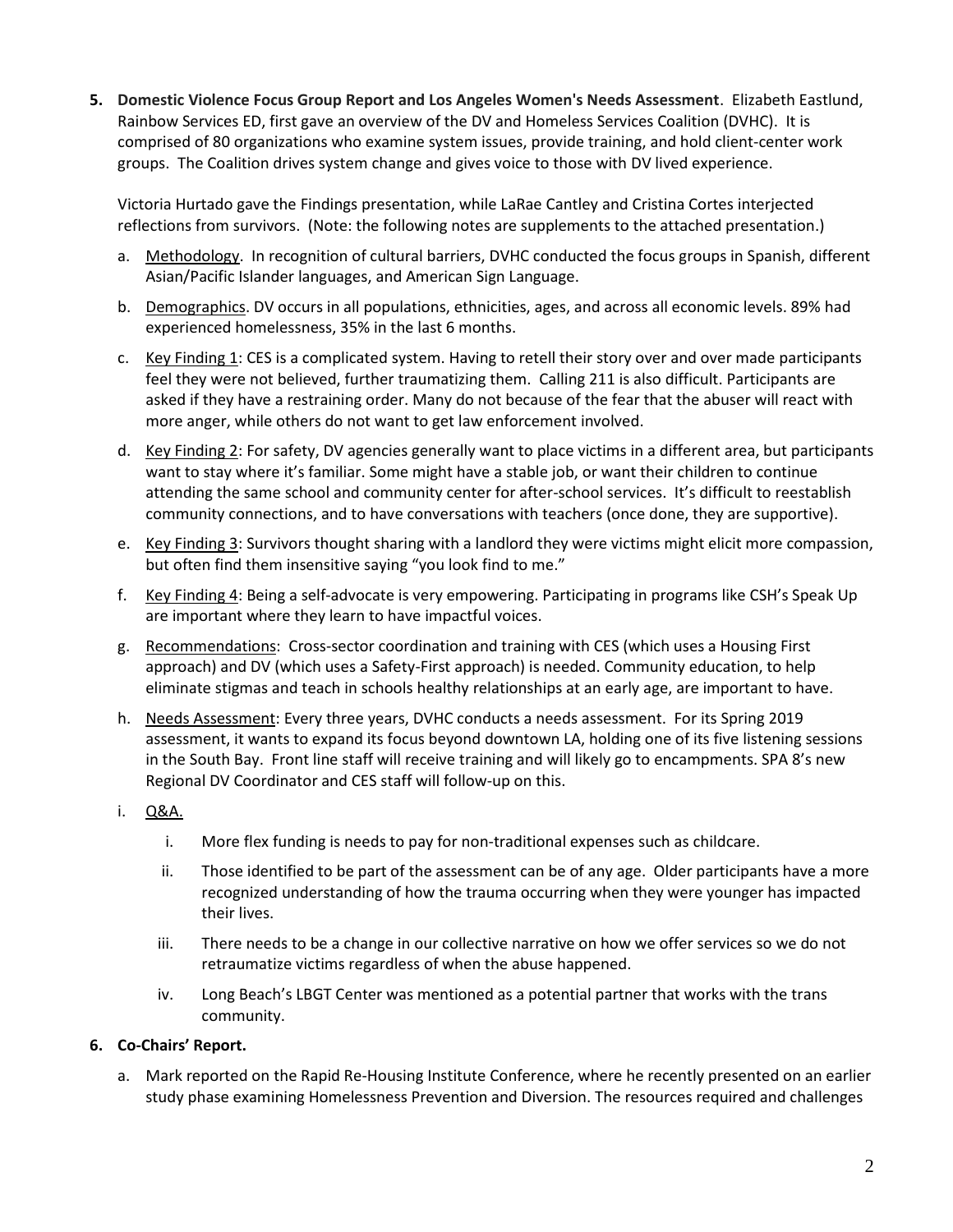5. **Domestic Violence Focus Group Report and Los Angeles Women's Needs Assessment**. Elizabeth Eastlund, Rainbow Services ED, first gave an overview of the DV and Homeless Services Coalition (DVHC). It is comprised of 80 organizations who examine system issues, provide training, and hold client-center work groups. The Coalition drives system change and gives voice to those with DV lived experience.

   Victoria Hurtado gave the Findings presentation, while LaRae Cantley and Cristina Cortes interjected reflections from survivors. (Note: the following notes are supplements to the attached presentation.)

   a. Methodology. In recognition of cultural barriers, DVHC conducted the focus groups in Spanish, different Asian/Pacific Islander languages, and American Sign Language.

   b. Demographics. DV occurs in all populations, ethnicities, ages, and across all economic levels. 89% had experienced homelessness, 35% in the last 6 months.

   c. Key Finding 1: CES is a complicated system. Having to retell their story over and over made participants feel they were not believed, further traumatizing them. Calling 211 is also difficult. Participants are asked if they have a restraining order. Many do not because of the fear that the abuser will react with more anger, while others do not want to get law enforcement involved.

   d. Key Finding 2: For safety, DV agencies generally want to place victims in a different area, but participants want to stay where it's familiar. Some might have a stable job, or want their children to continue attending the same school and community center for after-school services. It's difficult to reestablish community connections, and to have conversations with teachers (once done, they are supportive).

   e. Key Finding 3: Survivors thought sharing with a landlord they were victims might elicit more compassion, but often find them insensitive saying "you look find to me."

   f. Key Finding 4: Being a self-advocate is very empowering. Participating in programs like CSH's Speak Up are important where they learn to have impactful voices.

   g. Recommendations: Cross-sector coordination and training with CES (which uses a Housing First approach) and DV (which uses a Safety-First approach) is needed. Community education, to help eliminate stigmas and teach in schools healthy relationships at an early age, are important to have.

   h. Needs Assessment: Every three years, DVHC conducts a needs assessment. For its Spring 2019 assessment, it wants to expand its focus beyond downtown LA, holding one of its five listening sessions in the South Bay. Front line staff will receive training and will likely go to encampments. SPA 8's new Regional DV Coordinator and CES staff will follow-up on this.

   i. Q&A.

      i. More flex funding is needs to pay for non-traditional expenses such as childcare.

      ii. Those identified to be part of the assessment can be of any age. Older participants have a more recognized understanding of how the trauma occurring when they were younger has impacted their lives.

      iii. There needs to be a change in our collective narrative on how we offer services so we do not retraumatize victims regardless of when the abuse happened.

      iv. Long Beach's LBGT Center was mentioned as a potential partner that works with the trans community.

6. **Co-Chairs' Report.**

   a. Mark reported on the Rapid Re-Housing Institute Conference, where he recently presented on an earlier study phase examining Homelessness Prevention and Diversion. The resources required and challenges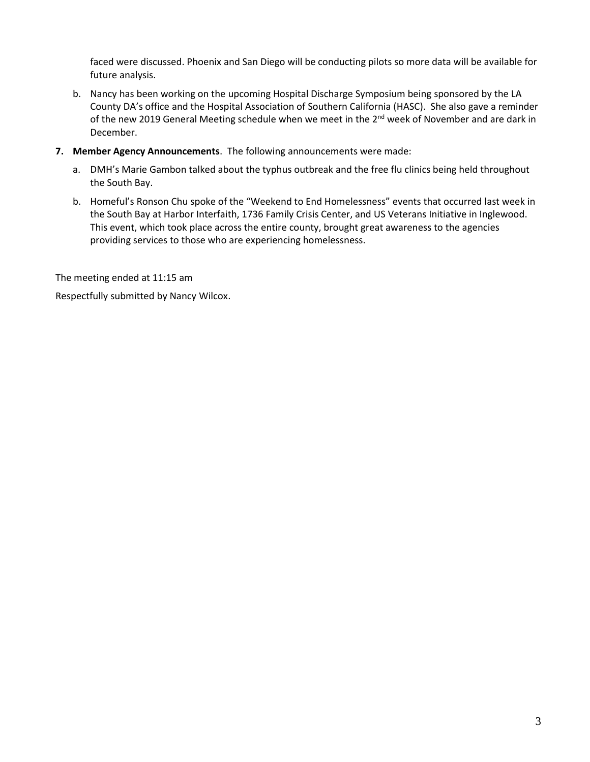faced were discussed. Phoenix and San Diego will be conducting pilots so more data will be available for future analysis.

b. Nancy has been working on the upcoming Hospital Discharge Symposium being sponsored by the LA County DA's office and the Hospital Association of Southern California (HASC). She also gave a reminder of the new 2019 General Meeting schedule when we meet in the 2nd week of November and are dark in December.

**7. Member Agency Announcements**. The following announcements were made:

a. DMH's Marie Gambon talked about the typhus outbreak and the free flu clinics being held throughout the South Bay.

b. Homeful's Ronson Chu spoke of the "Weekend to End Homelessness" events that occurred last week in the South Bay at Harbor Interfaith, 1736 Family Crisis Center, and US Veterans Initiative in Inglewood. This event, which took place across the entire county, brought great awareness to the agencies providing services to those who are experiencing homelessness.

The meeting ended at 11:15 am

Respectfully submitted by Nancy Wilcox.